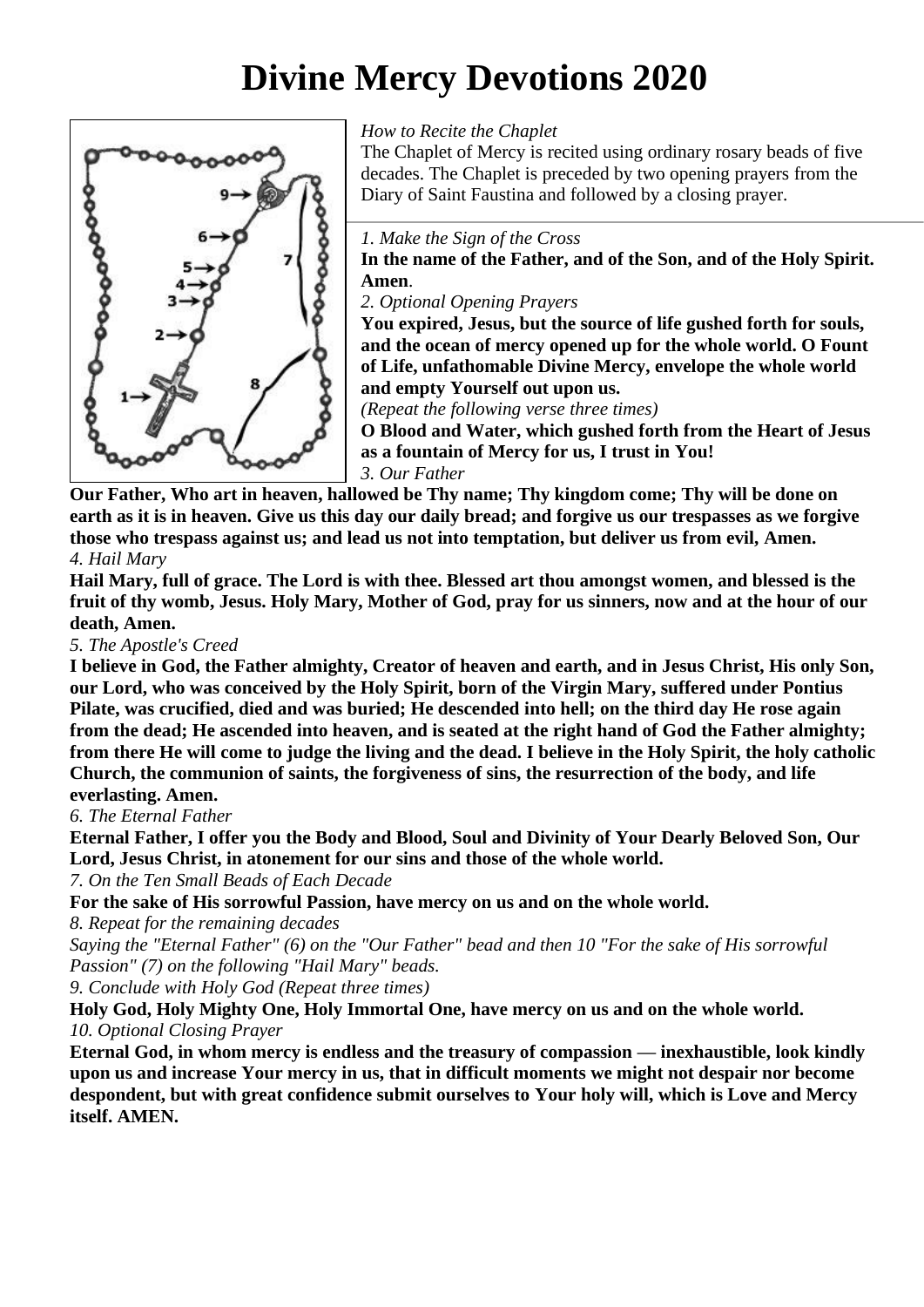# Divine Mercy Devotions 2020

*How to Recite the Chaplet*

The Chaplet of Mercy is recited using ordinary rosary beads of five decades. The Chaplet is preceded by two opening prayers from the Diary of Saint Faustina and followed by a closing prayer.

*1. Make the Sign of the Cross*

**In the name of the Father, and of the Son, and of the Holy Spirit. Amen**.

*2. Optional Opening Prayers*

**You expired, Jesus, but the source of life gushed forth for souls, and the ocean of mercy opened up for the whole world. O Fount of Life, unfathomable Divine Mercy, envelope the whole world and empty Yourself out upon us.**

*(Repeat the following verse three times)*

**O Blood and Water, which gushed forth from the Heart of Jesus as a fountain of Mercy for us, I trust in You!**

*3. Our Father*

**Our Father, Who art in heaven, hallowed be Thy name; Thy kingdom come; Thy will be done on earth as it is in heaven. Give us this day our daily bread; and forgive us our trespasses as we forgive those who trespass against us; and lead us not into temptation, but deliver us from evil, Amen.**

*4. Hail Mary*

**Hail Mary, full of grace. The Lord is with thee. Blessed art thou amongst women, and blessed is the fruit of thy womb, Jesus. Holy Mary, Mother of God, pray for us sinners, now and at the hour of our death, Amen.**

*5. The Apostle's Creed*

**I believe in God, the Father almighty, Creator of heaven and earth, and in Jesus Christ, His only Son, our Lord, who was conceived by the Holy Spirit, born of the Virgin Mary, suffered under Pontius Pilate, was crucified, died and was buried; He descended into hell; on the third day He rose again from the dead; He ascended into heaven, and is seated at the right hand of God the Father almighty; from there He will come to judge the living and the dead. I believe in the Holy Spirit, the holy catholic Church, the communion of saints, the forgiveness of sins, the resurrection of the body, and life everlasting. Amen.**

*6. The Eternal Father*

**Eternal Father, I offer you the Body and Blood, Soul and Divinity of Your Dearly Beloved Son, Our Lord, Jesus Christ, in atonement for our sins and those of the whole world.**

*7. On the Ten Small Beads of Each Decade*

**For the sake of His sorrowful Passion, have mercy on us and on the whole world.**

*8. Repeat for the remaining decades*

*Saying the "Eternal Father" (6) on the "Our Father" bead and then 10 "For the sake of His sorrowful Passion" (7) on the following "Hail Mary" beads.*

*9. Conclude with Holy God (Repeat three times)*

**Holy God, Holy Mighty One, Holy Immortal One, have mercy on us and on the whole world.**

*10. Optional Closing Prayer*

**Eternal God, in whom mercy is endless and the treasury of compassion — inexhaustible, look kindly upon us and increase Your mercy in us, that in difficult moments we might not despair nor become despondent, but with great confidence submit ourselves to Your holy will, which is Love and Mercy itself. AMEN.**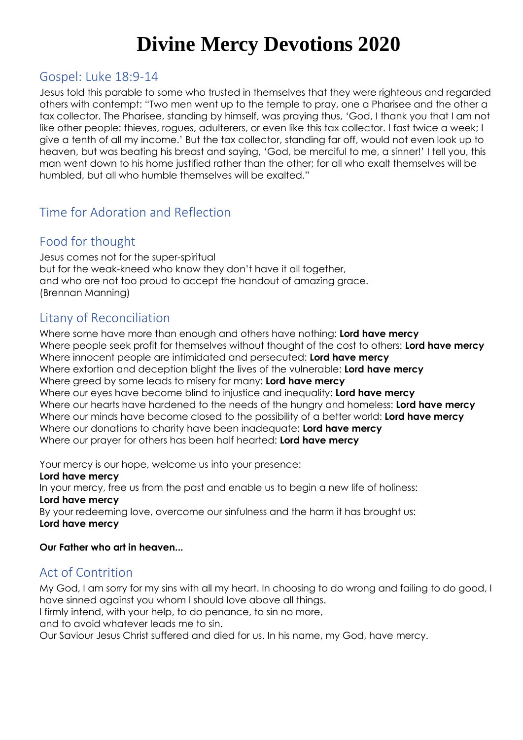# Divine Mercy Devotions 2020

## Gospel: Luke 18:9-14

Jesus told this parable to some who trusted in themselves that they were righteous and regarded others with contempt: "Two men went up to the temple to pray, one a Pharisee and the other a tax collector. The Pharisee, standing by himself, was praying thus, 'God, I thank you that I am not like other people: thieves, rogues, adulterers, or even like this tax collector. I fast twice a week; I give a tenth of all my income.' But the tax collector, standing far off, would not even look up to heaven, but was beating his breast and saying, 'God, be merciful to me, a sinner!' I tell you, this man went down to his home justified rather than the other; for all who exalt themselves will be humbled, but all who humble themselves will be exalted."

## Time for Adoration and Reflection

## Food for thought

Jesus comes not for the super-spiritual
but for the weak-kneed who know they don't have it all together,
and who are not too proud to accept the handout of amazing grace.
(Brennan Manning)

## Litany of Reconciliation

Where some have more than enough and others have nothing: **Lord have mercy**
Where people seek profit for themselves without thought of the cost to others: **Lord have mercy**
Where innocent people are intimidated and persecuted: **Lord have mercy**
Where extortion and deception blight the lives of the vulnerable: **Lord have mercy**
Where greed by some leads to misery for many: **Lord have mercy**
Where our eyes have become blind to injustice and inequality: **Lord have mercy**
Where our hearts have hardened to the needs of the hungry and homeless: **Lord have mercy**
Where our minds have become closed to the possibility of a better world: **Lord have mercy**
Where our donations to charity have been inadequate: **Lord have mercy**
Where our prayer for others has been half hearted: **Lord have mercy**

Your mercy is our hope, welcome us into your presence:
**Lord have mercy**
In your mercy, free us from the past and enable us to begin a new life of holiness:
**Lord have mercy**
By your redeeming love, overcome our sinfulness and the harm it has brought us:
**Lord have mercy**

**Our Father who art in heaven...**

## Act of Contrition

My God, I am sorry for my sins with all my heart. In choosing to do wrong and failing to do good, I have sinned against you whom I should love above all things.
I firmly intend, with your help, to do penance, to sin no more,
and to avoid whatever leads me to sin.
Our Saviour Jesus Christ suffered and died for us. In his name, my God, have mercy.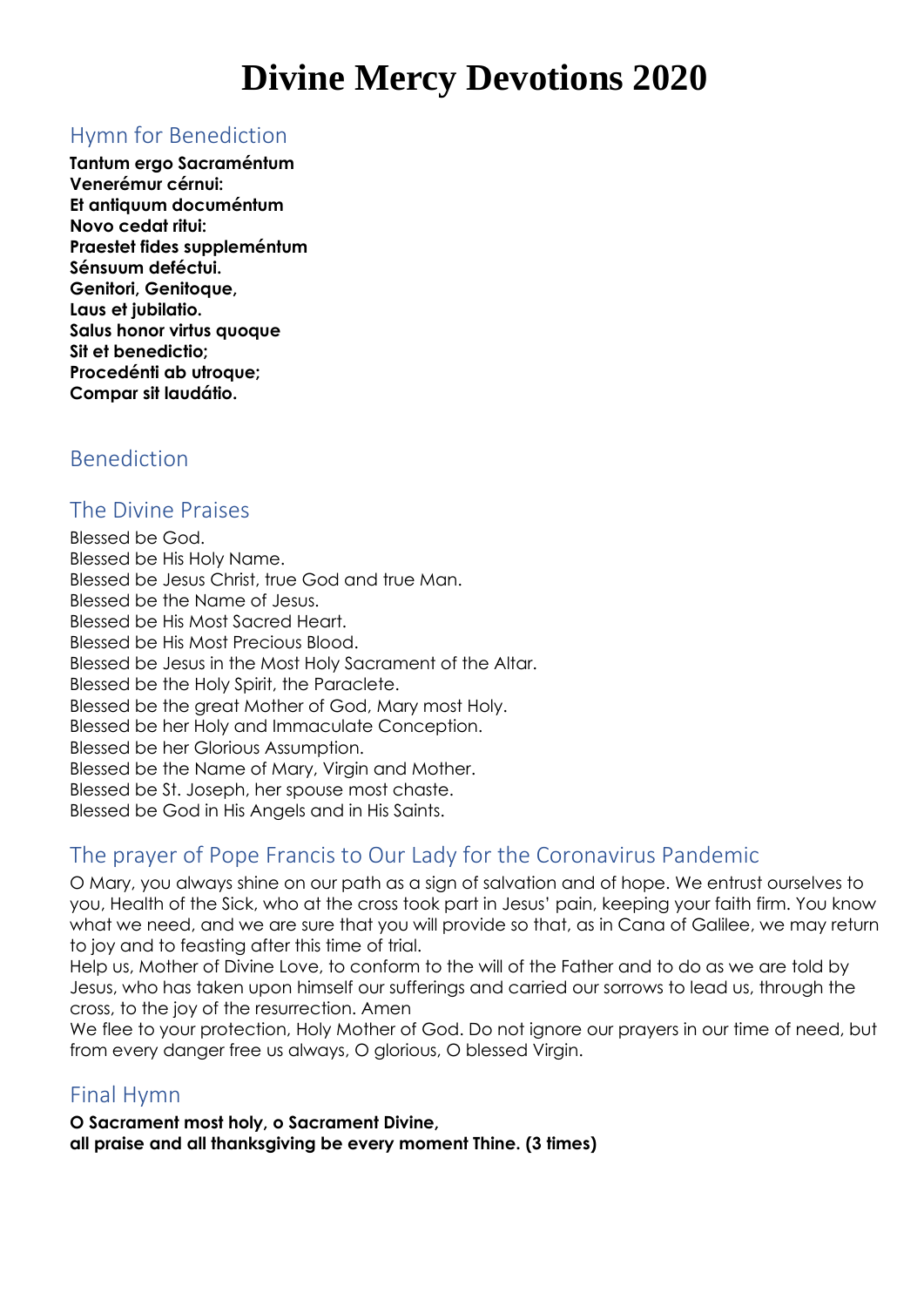# Divine Mercy Devotions 2020

## Hymn for Benediction

**Tantum ergo Sacraméntum**
**Venerémur cérnui:**
**Et antiquum documéntum**
**Novo cedat ritui:**
**Praestet fides suppleméntum**
**Sénsuum deféctui.**
**Genitori, Genitoque,**
**Laus et jubilatio.**
**Salus honor virtus quoque**
**Sit et benedictio;**
**Procedénti ab utroque;**
**Compar sit laudátio.**

## Benediction

## The Divine Praises

Blessed be God.
Blessed be His Holy Name.
Blessed be Jesus Christ, true God and true Man.
Blessed be the Name of Jesus.
Blessed be His Most Sacred Heart.
Blessed be His Most Precious Blood.
Blessed be Jesus in the Most Holy Sacrament of the Altar.
Blessed be the Holy Spirit, the Paraclete.
Blessed be the great Mother of God, Mary most Holy.
Blessed be her Holy and Immaculate Conception.
Blessed be her Glorious Assumption.
Blessed be the Name of Mary, Virgin and Mother.
Blessed be St. Joseph, her spouse most chaste.
Blessed be God in His Angels and in His Saints.

## The prayer of Pope Francis to Our Lady for the Coronavirus Pandemic

O Mary, you always shine on our path as a sign of salvation and of hope. We entrust ourselves to you, Health of the Sick, who at the cross took part in Jesus' pain, keeping your faith firm. You know what we need, and we are sure that you will provide so that, as in Cana of Galilee, we may return to joy and to feasting after this time of trial.
Help us, Mother of Divine Love, to conform to the will of the Father and to do as we are told by Jesus, who has taken upon himself our sufferings and carried our sorrows to lead us, through the cross, to the joy of the resurrection. Amen
We flee to your protection, Holy Mother of God. Do not ignore our prayers in our time of need, but from every danger free us always, O glorious, O blessed Virgin.

## Final Hymn

**O Sacrament most holy, o Sacrament Divine,**
**all praise and all thanksgiving be every moment Thine. (3 times)**